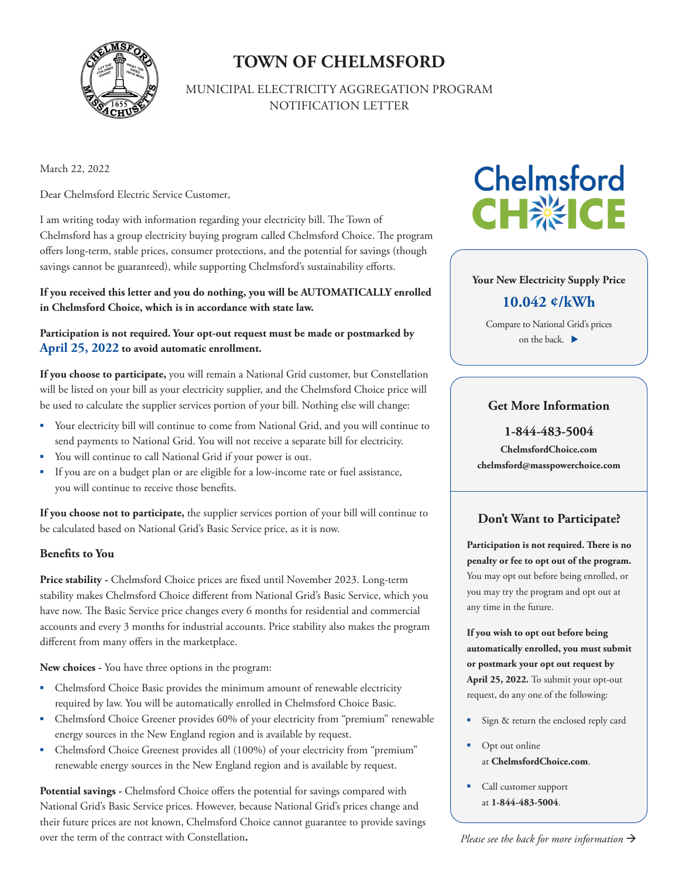# TOWN OF CHELMSFORD

MUNICIPAL ELECTRICITY AGGREGATION PROGRAM
NOTIFICATION LETTER

March 22, 2022

Dear Chelmsford Electric Service Customer,

I am writing today with information regarding your electricity bill. The Town of Chelmsford has a group electricity buying program called Chelmsford Choice. The program offers long-term, stable prices, consumer protections, and the potential for savings (though savings cannot be guaranteed), while supporting Chelmsford's sustainability efforts.

**If you received this letter and you do nothing, you will be AUTOMATICALLY enrolled in Chelmsford Choice, which is in accordance with state law.**

**Participation is not required. Your opt-out request must be made or postmarked by April 25, 2022 to avoid automatic enrollment.**

**If you choose to participate,** you will remain a National Grid customer, but Constellation will be listed on your bill as your electricity supplier, and the Chelmsford Choice price will be used to calculate the supplier services portion of your bill. Nothing else will change:

- Your electricity bill will continue to come from National Grid, and you will continue to send payments to National Grid. You will not receive a separate bill for electricity.
- You will continue to call National Grid if your power is out.
- If you are on a budget plan or are eligible for a low-income rate or fuel assistance, you will continue to receive those benefits.

**If you choose not to participate,** the supplier services portion of your bill will continue to be calculated based on National Grid's Basic Service price, as it is now.

## Benefits to You

**Price stability -** Chelmsford Choice prices are fixed until November 2023. Long-term stability makes Chelmsford Choice different from National Grid's Basic Service, which you have now. The Basic Service price changes every 6 months for residential and commercial accounts and every 3 months for industrial accounts. Price stability also makes the program different from many offers in the marketplace.

**New choices -** You have three options in the program:

- Chelmsford Choice Basic provides the minimum amount of renewable electricity required by law. You will be automatically enrolled in Chelmsford Choice Basic.
- Chelmsford Choice Greener provides 60% of your electricity from "premium" renewable energy sources in the New England region and is available by request.
- Chelmsford Choice Greenest provides all (100%) of your electricity from "premium" renewable energy sources in the New England region and is available by request.

**Potential savings -** Chelmsford Choice offers the potential for savings compared with National Grid's Basic Service prices. However, because National Grid's prices change and their future prices are not known, Chelmsford Choice cannot guarantee to provide savings over the term of the contract with Constellation**.**

Chelmsford CHOICE

**Your New Electricity Supply Price**

**10.042 ¢/kWh**

Compare to National Grid's prices on the back. ▶

### Get More Information

**1-844-483-5004**

**ChelmsfordChoice.com**

**chelmsford@masspowerchoice.com**

### Don't Want to Participate?

**Participation is not required. There is no penalty or fee to opt out of the program.** You may opt out before being enrolled, or you may try the program and opt out at any time in the future.

**If you wish to opt out before being automatically enrolled, you must submit or postmark your opt out request by April 25, 2022.** To submit your opt-out request, do any one of the following:

- Sign & return the enclosed reply card
- Opt out online at **ChelmsfordChoice.com**.
- Call customer support at **1-844-483-5004**.

*Please see the back for more information →*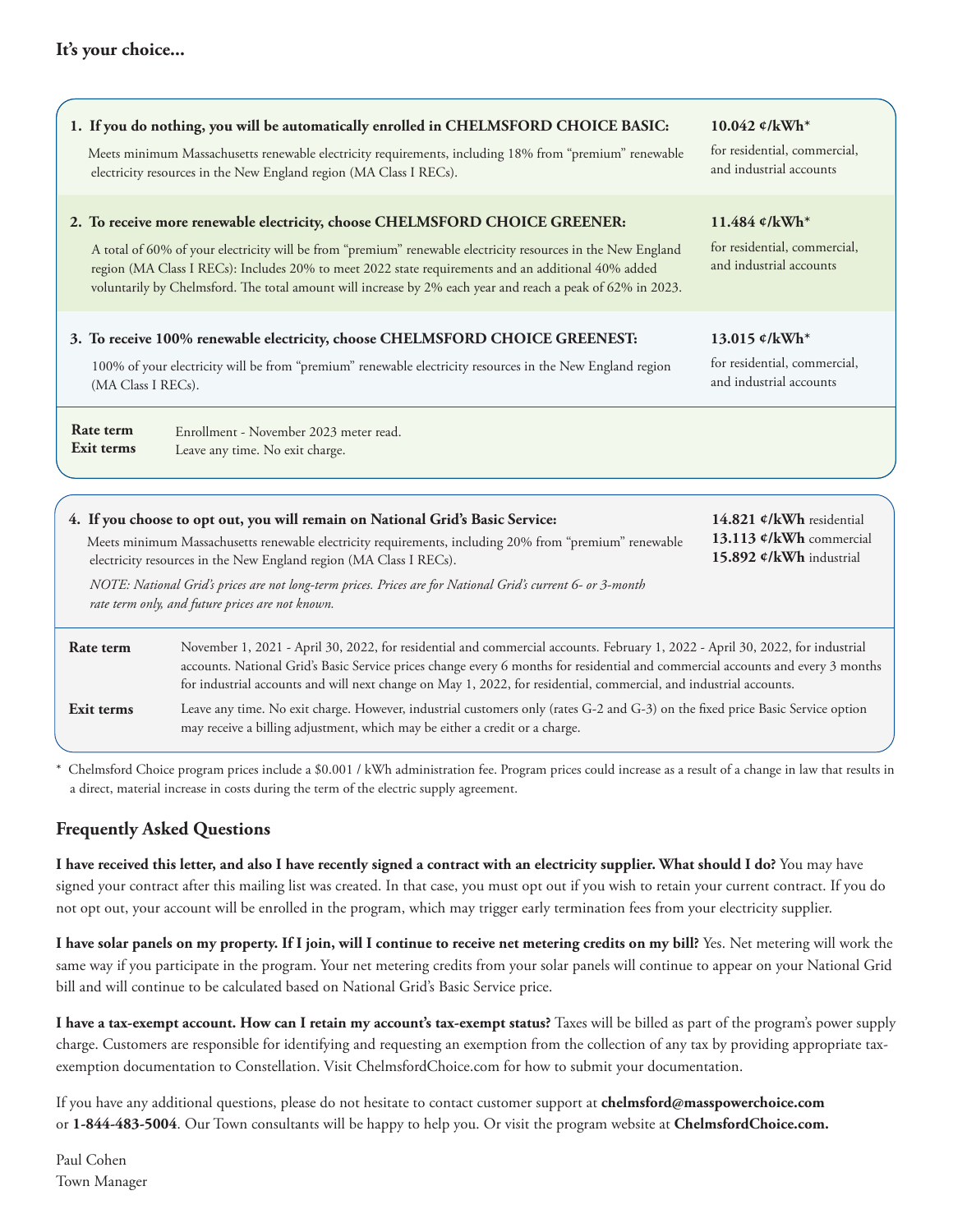## It's your choice...

**1. If you do nothing, you will be automatically enrolled in CHELMSFORD CHOICE BASIC:**

Meets minimum Massachusetts renewable electricity requirements, including 18% from "premium" renewable electricity resources in the New England region (MA Class I RECs).

**10.042 ¢/kWh*** for residential, commercial, and industrial accounts

**2. To receive more renewable electricity, choose CHELMSFORD CHOICE GREENER:**

A total of 60% of your electricity will be from "premium" renewable electricity resources in the New England region (MA Class I RECs): Includes 20% to meet 2022 state requirements and an additional 40% added voluntarily by Chelmsford. The total amount will increase by 2% each year and reach a peak of 62% in 2023.

**11.484 ¢/kWh*** for residential, commercial, and industrial accounts

**3. To receive 100% renewable electricity, choose CHELMSFORD CHOICE GREENEST:**

100% of your electricity will be from "premium" renewable electricity resources in the New England region (MA Class I RECs).

**13.015 ¢/kWh*** for residential, commercial, and industrial accounts

**Rate term** Enrollment - November 2023 meter read.
**Exit terms** Leave any time. No exit charge.

**4. If you choose to opt out, you will remain on National Grid's Basic Service:**

Meets minimum Massachusetts renewable electricity requirements, including 20% from "premium" renewable electricity resources in the New England region (MA Class I RECs).

*NOTE: National Grid's prices are not long-term prices. Prices are for National Grid's current 6- or 3-month rate term only, and future prices are not known.*

**14.821 ¢/kWh** residential
**13.113 ¢/kWh** commercial
**15.892 ¢/kWh** industrial

**Rate term** November 1, 2021 - April 30, 2022, for residential and commercial accounts. February 1, 2022 - April 30, 2022, for industrial accounts. National Grid's Basic Service prices change every 6 months for residential and commercial accounts and every 3 months for industrial accounts and will next change on May 1, 2022, for residential, commercial, and industrial accounts.

**Exit terms** Leave any time. No exit charge. However, industrial customers only (rates G-2 and G-3) on the fixed price Basic Service option may receive a billing adjustment, which may be either a credit or a charge.

\* Chelmsford Choice program prices include a $0.001 / kWh administration fee. Program prices could increase as a result of a change in law that results in a direct, material increase in costs during the term of the electric supply agreement.

## Frequently Asked Questions

**I have received this letter, and also I have recently signed a contract with an electricity supplier. What should I do?** You may have signed your contract after this mailing list was created. In that case, you must opt out if you wish to retain your current contract. If you do not opt out, your account will be enrolled in the program, which may trigger early termination fees from your electricity supplier.

**I have solar panels on my property. If I join, will I continue to receive net metering credits on my bill?** Yes. Net metering will work the same way if you participate in the program. Your net metering credits from your solar panels will continue to appear on your National Grid bill and will continue to be calculated based on National Grid's Basic Service price.

**I have a tax-exempt account. How can I retain my account's tax-exempt status?** Taxes will be billed as part of the program's power supply charge. Customers are responsible for identifying and requesting an exemption from the collection of any tax by providing appropriate tax-exemption documentation to Constellation. Visit ChelmsfordChoice.com for how to submit your documentation.

If you have any additional questions, please do not hesitate to contact customer support at **chelmsford@masspowerchoice.com** or **1-844-483-5004**. Our Town consultants will be happy to help you. Or visit the program website at **ChelmsfordChoice.com.**

Paul Cohen
Town Manager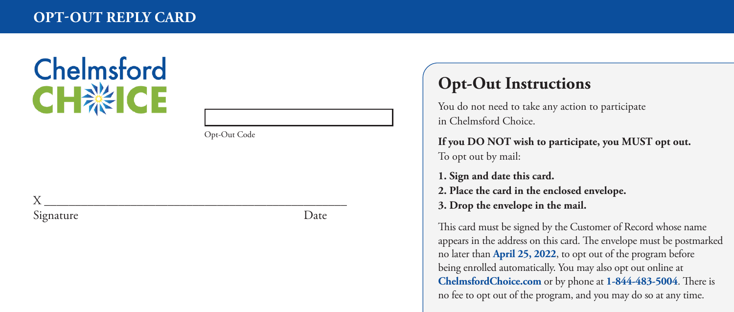# OPT-OUT REPLY CARD

Chelmsford
CHOICE

Opt-Out Code

X ____________________________________________

Signature Date

## Opt-Out Instructions

You do not need to take any action to participate in Chelmsford Choice.

**If you DO NOT wish to participate, you MUST opt out.**
To opt out by mail:

1. **Sign and date this card.**
2. **Place the card in the enclosed envelope.**
3. **Drop the envelope in the mail.**

This card must be signed by the Customer of Record whose name appears in the address on this card. The envelope must be postmarked no later than **April 25, 2022**, to opt out of the program before being enrolled automatically. You may also opt out online at **ChelmsfordChoice.com** or by phone at **1-844-483-5004**. There is no fee to opt out of the program, and you may do so at any time.